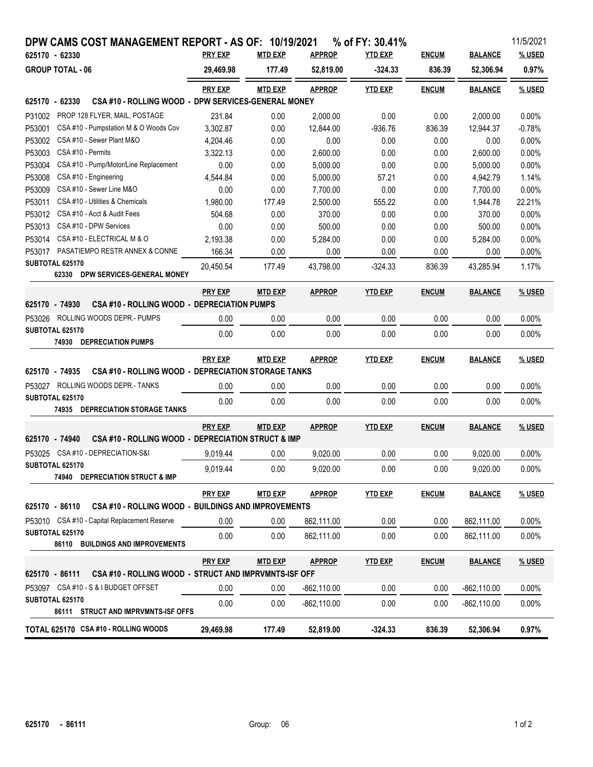# DPW CAMS COST MANAGEMENT REPORT - AS OF: 10/19/2021 % of FY: 30.41%

11/5/2021

| 625170 - 62330 | PRY EXP | MTD EXP | APPROP | YTD EXP | ENCUM | BALANCE | % USED |
|---|---|---|---|---|---|---|---|
| **GROUP TOTAL - 06** | **29,469.98** | **177.49** | **52,819.00** | **-324.33** | **836.39** | **52,306.94** | **0.97%** |

| **625170 - 62330 CSA #10 - ROLLING WOOD - DPW SERVICES-GENERAL MONEY** | PRY EXP | MTD EXP | APPROP | YTD EXP | ENCUM | BALANCE | % USED |
|---|---|---|---|---|---|---|---|
| P31002 PROP 128 FLYER, MAIL, POSTAGE | 231.84 | 0.00 | 2,000.00 | 0.00 | 0.00 | 2,000.00 | 0.00% |
| P53001 CSA #10 - Pumpstation M & O Woods Cov | 3,302.87 | 0.00 | 12,844.00 | -936.76 | 836.39 | 12,944.37 | -0.78% |
| P53002 CSA #10 - Sewer Plant M&O | 4,204.46 | 0.00 | 0.00 | 0.00 | 0.00 | 0.00 | 0.00% |
| P53003 CSA #10 - Permits | 3,322.13 | 0.00 | 2,600.00 | 0.00 | 0.00 | 2,600.00 | 0.00% |
| P53004 CSA #10 - Pump/Motor/Line Replacement | 0.00 | 0.00 | 5,000.00 | 0.00 | 0.00 | 5,000.00 | 0.00% |
| P53008 CSA #10 - Engineering | 4,544.84 | 0.00 | 5,000.00 | 57.21 | 0.00 | 4,942.79 | 1.14% |
| P53009 CSA #10 - Sewer Line M&O | 0.00 | 0.00 | 7,700.00 | 0.00 | 0.00 | 7,700.00 | 0.00% |
| P53011 CSA #10 - Utilities & Chemicals | 1,980.00 | 177.49 | 2,500.00 | 555.22 | 0.00 | 1,944.78 | 22.21% |
| P53012 CSA #10 - Acct & Audit Fees | 504.68 | 0.00 | 370.00 | 0.00 | 0.00 | 370.00 | 0.00% |
| P53013 CSA #10 - DPW Services | 0.00 | 0.00 | 500.00 | 0.00 | 0.00 | 500.00 | 0.00% |
| P53014 CSA #10 - ELECTRICAL M & O | 2,193.38 | 0.00 | 5,284.00 | 0.00 | 0.00 | 5,284.00 | 0.00% |
| P53017 PASATIEMPO RESTR ANNEX & CONNE | 166.34 | 0.00 | 0.00 | 0.00 | 0.00 | 0.00 | 0.00% |
| **SUBTOTAL 625170 62330 DPW SERVICES-GENERAL MONEY** | 20,450.54 | 177.49 | 43,798.00 | -324.33 | 836.39 | 43,285.94 | 1.17% |

| **625170 - 74930 CSA #10 - ROLLING WOOD - DEPRECIATION PUMPS** | PRY EXP | MTD EXP | APPROP | YTD EXP | ENCUM | BALANCE | % USED |
|---|---|---|---|---|---|---|---|
| P53026 ROLLING WOODS DEPR.- PUMPS | 0.00 | 0.00 | 0.00 | 0.00 | 0.00 | 0.00 | 0.00% |
| **SUBTOTAL 625170 74930 DEPRECIATION PUMPS** | 0.00 | 0.00 | 0.00 | 0.00 | 0.00 | 0.00 | 0.00% |

| **625170 - 74935 CSA #10 - ROLLING WOOD - DEPRECIATION STORAGE TANKS** | PRY EXP | MTD EXP | APPROP | YTD EXP | ENCUM | BALANCE | % USED |
|---|---|---|---|---|---|---|---|
| P53027 ROLLING WOODS DEPR.- TANKS | 0.00 | 0.00 | 0.00 | 0.00 | 0.00 | 0.00 | 0.00% |
| **SUBTOTAL 625170 74935 DEPRECIATION STORAGE TANKS** | 0.00 | 0.00 | 0.00 | 0.00 | 0.00 | 0.00 | 0.00% |

| **625170 - 74940 CSA #10 - ROLLING WOOD - DEPRECIATION STRUCT & IMP** | PRY EXP | MTD EXP | APPROP | YTD EXP | ENCUM | BALANCE | % USED |
|---|---|---|---|---|---|---|---|
| P53025 CSA #10 - DEPRECIATION-S&I | 9,019.44 | 0.00 | 9,020.00 | 0.00 | 0.00 | 9,020.00 | 0.00% |
| **SUBTOTAL 625170 74940 DEPRECIATION STRUCT & IMP** | 9,019.44 | 0.00 | 9,020.00 | 0.00 | 0.00 | 9,020.00 | 0.00% |

| **625170 - 86110 CSA #10 - ROLLING WOOD - BUILDINGS AND IMPROVEMENTS** | PRY EXP | MTD EXP | APPROP | YTD EXP | ENCUM | BALANCE | % USED |
|---|---|---|---|---|---|---|---|
| P53010 CSA #10 - Capital Replacement Reserve | 0.00 | 0.00 | 862,111.00 | 0.00 | 0.00 | 862,111.00 | 0.00% |
| **SUBTOTAL 625170 86110 BUILDINGS AND IMPROVEMENTS** | 0.00 | 0.00 | 862,111.00 | 0.00 | 0.00 | 862,111.00 | 0.00% |

| **625170 - 86111 CSA #10 - ROLLING WOOD - STRUCT AND IMPRVMNTS-ISF OFF** | PRY EXP | MTD EXP | APPROP | YTD EXP | ENCUM | BALANCE | % USED |
|---|---|---|---|---|---|---|---|
| P53097 CSA #10 - S & I BUDGET OFFSET | 0.00 | 0.00 | -862,110.00 | 0.00 | 0.00 | -862,110.00 | 0.00% |
| **SUBTOTAL 625170 86111 STRUCT AND IMPRVMNTS-ISF OFFS** | 0.00 | 0.00 | -862,110.00 | 0.00 | 0.00 | -862,110.00 | 0.00% |

| **TOTAL 625170 CSA #10 - ROLLING WOODS** | **29,469.98** | **177.49** | **52,819.00** | **-324.33** | **836.39** | **52,306.94** | **0.97%** |
|---|---|---|---|---|---|---|---|

625170 - 86111 Group: 06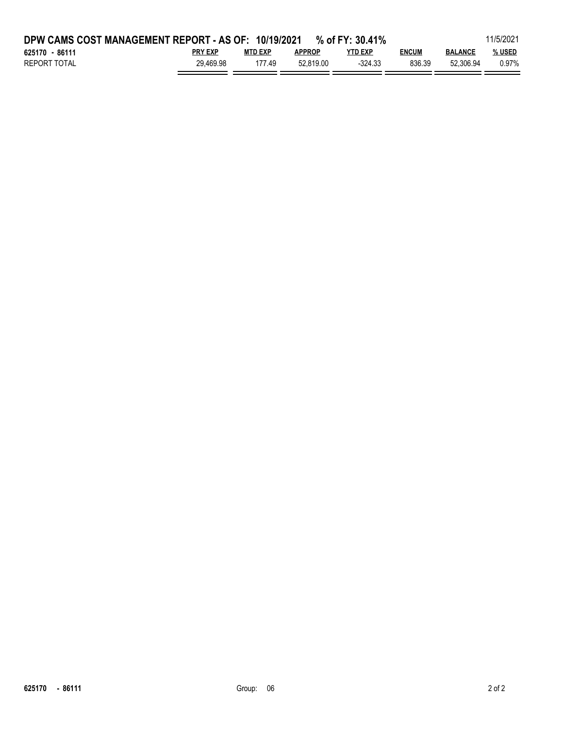# DPW CAMS COST MANAGEMENT REPORT - AS OF: 10/19/2021 % of FY: 30.41%

11/5/2021

| 625170 - 86111 | PRY EXP | MTD EXP | APPROP | YTD EXP | ENCUM | BALANCE | % USED |
|---|---|---|---|---|---|---|---|
| REPORT TOTAL | 29,469.98 | 177.49 | 52,819.00 | -324.33 | 836.39 | 52,306.94 | 0.97% |

625170 - 86111 Group: 06